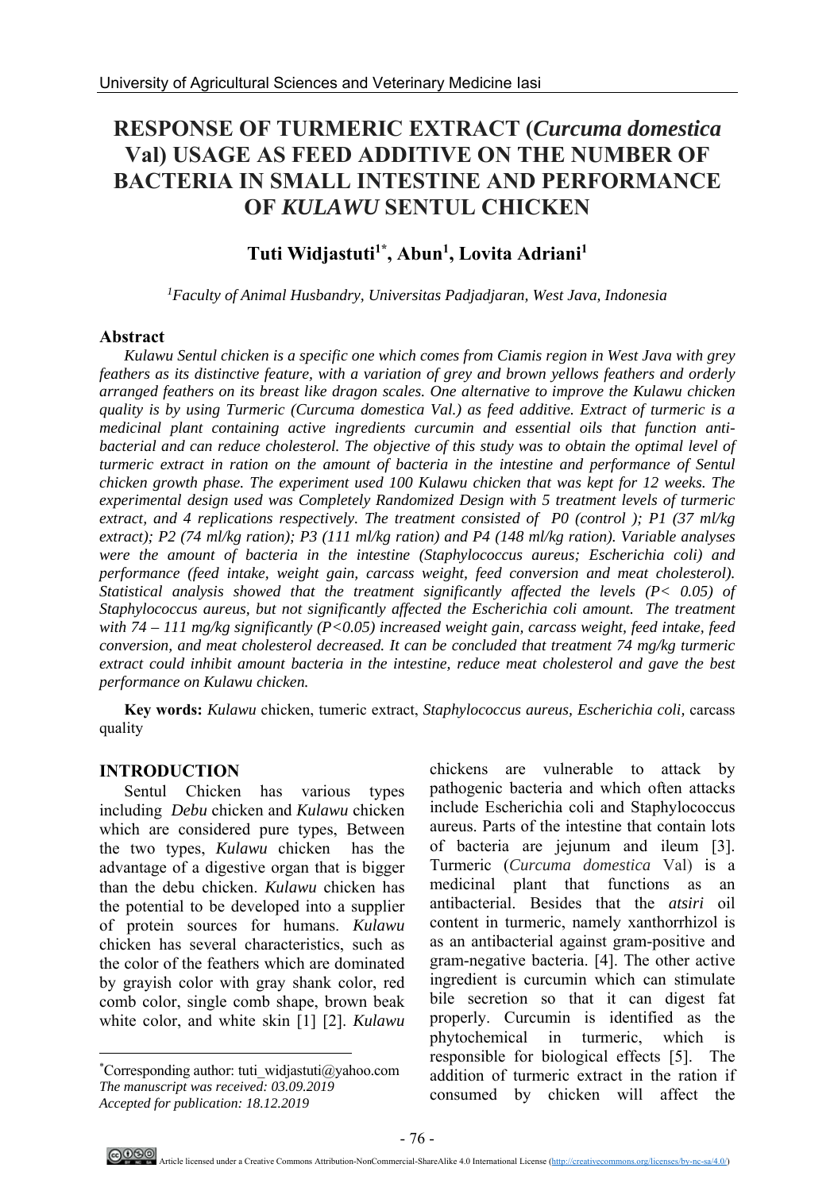# RESPONSE OF TURMERIC EXTRACT (*Curcuma domestica* Val) USAGE AS FEED ADDITIVE ON THE NUMBER OF BACTERIA IN SMALL INTESTINE AND PERFORMANCE OF *KULAWU* SENTUL CHICKEN

## Tuti Widjastuti[1*], Abun[1], Lovita Adriani[1]

*[1]Faculty of Animal Husbandry, Universitas Padjadjaran, West Java, Indonesia*

### Abstract

*Kulawu Sentul chicken is a specific one which comes from Ciamis region in West Java with grey feathers as its distinctive feature, with a variation of grey and brown yellows feathers and orderly arranged feathers on its breast like dragon scales. One alternative to improve the Kulawu chicken quality is by using Turmeric (Curcuma domestica Val.) as feed additive. Extract of turmeric is a medicinal plant containing active ingredients curcumin and essential oils that function anti-bacterial and can reduce cholesterol. The objective of this study was to obtain the optimal level of turmeric extract in ration on the amount of bacteria in the intestine and performance of Sentul chicken growth phase. The experiment used 100 Kulawu chicken that was kept for 12 weeks. The experimental design used was Completely Randomized Design with 5 treatment levels of turmeric extract, and 4 replications respectively. The treatment consisted of P0 (control ); P1 (37 ml/kg extract); P2 (74 ml/kg ration); P3 (111 ml/kg ration) and P4 (148 ml/kg ration). Variable analyses were the amount of bacteria in the intestine (Staphylococcus aureus; Escherichia coli) and performance (feed intake, weight gain, carcass weight, feed conversion and meat cholesterol). Statistical analysis showed that the treatment significantly affected the levels ($P < 0.05$) of Staphylococcus aureus, but not significantly affected the Escherichia coli amount. The treatment with 74 – 111 mg/kg significantly ($P<0.05$) increased weight gain, carcass weight, feed intake, feed conversion, and meat cholesterol decreased. It can be concluded that treatment 74 mg/kg turmeric extract could inhibit amount bacteria in the intestine, reduce meat cholesterol and gave the best performance on Kulawu chicken.*

**Key words:** *Kulawu* chicken, tumeric extract, *Staphylococcus aureus, Escherichia coli*, carcass quality

## INTRODUCTION

Sentul Chicken has various types including *Debu* chicken and *Kulawu* chicken which are considered pure types, Between the two types, *Kulawu* chicken has the advantage of a digestive organ that is bigger than the debu chicken. *Kulawu* chicken has the potential to be developed into a supplier of protein sources for humans. *Kulawu* chicken has several characteristics, such as the color of the feathers which are dominated by grayish color with gray shank color, red comb color, single comb shape, brown beak white color, and white skin [1] [2]. *Kulawu* chickens are vulnerable to attack by pathogenic bacteria and which often attacks include Escherichia coli and Staphylococcus aureus. Parts of the intestine that contain lots of bacteria are jejunum and ileum [3]. Turmeric (*Curcuma domestica* Val) is a medicinal plant that functions as an antibacterial. Besides that the *atsiri* oil content in turmeric, namely xanthorrhizol is as an antibacterial against gram-positive and gram-negative bacteria. [4]. The other active ingredient is curcumin which can stimulate bile secretion so that it can digest fat properly. Curcumin is identified as the phytochemical in turmeric, which is responsible for biological effects [5]. The addition of turmeric extract in the ration if consumed by chicken will affect the

*Corresponding author: tuti_widjastuti@yahoo.com
*The manuscript was received: 03.09.2019*
*Accepted for publication: 18.12.2019*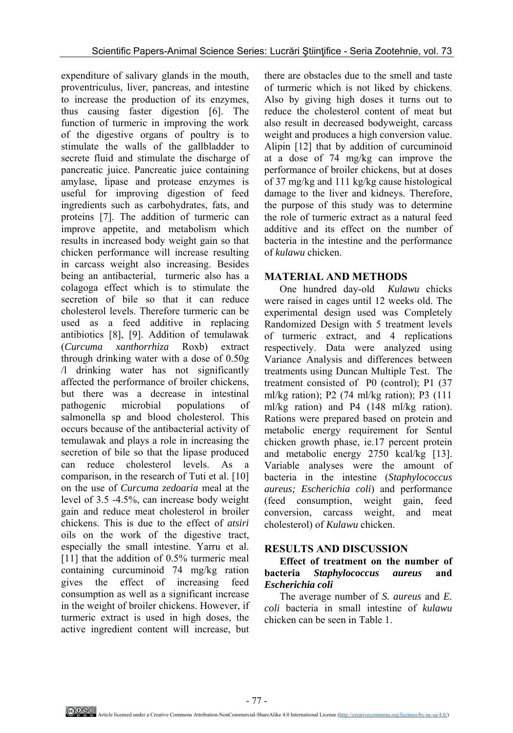expenditure of salivary glands in the mouth, proventriculus, liver, pancreas, and intestine to increase the production of its enzymes, thus causing faster digestion [6]. The function of turmeric in improving the work of the digestive organs of poultry is to stimulate the walls of the gallbladder to secrete fluid and stimulate the discharge of pancreatic juice. Pancreatic juice containing amylase, lipase and protease enzymes is useful for improving digestion of feed ingredients such as carbohydrates, fats, and proteins [7]. The addition of turmeric can improve appetite, and metabolism which results in increased body weight gain so that chicken performance will increase resulting in carcass weight also increasing. Besides being an antibacterial, turmeric also has a colagoga effect which is to stimulate the secretion of bile so that it can reduce cholesterol levels. Therefore turmeric can be used as a feed additive in replacing antibiotics [8], [9]. Addition of temulawak (*Curcuma xanthorrhiza* Roxb) extract through drinking water with a dose of 0.50g /l drinking water has not significantly affected the performance of broiler chickens, but there was a decrease in intestinal pathogenic microbial populations of salmonella sp and blood cholesterol. This occurs because of the antibacterial activity of temulawak and plays a role in increasing the secretion of bile so that the lipase produced can reduce cholesterol levels. As a comparison, in the research of Tuti et al. [10] on the use of *Curcuma zedoaria* meal at the level of 3.5 -4.5%, can increase body weight gain and reduce meat cholesterol in broiler chickens. This is due to the effect of *atsiri* oils on the work of the digestive tract, especially the small intestine. Yarru et al. [11] that the addition of 0.5% turmeric meal containing curcuminoid 74 mg/kg ration gives the effect of increasing feed consumption as well as a significant increase in the weight of broiler chickens. However, if turmeric extract is used in high doses, the active ingredient content will increase, but there are obstacles due to the smell and taste of turmeric which is not liked by chickens. Also by giving high doses it turns out to reduce the cholesterol content of meat but also result in decreased bodyweight, carcass weight and produces a high conversion value. Alipin [12] that by addition of curcuminoid at a dose of 74 mg/kg can improve the performance of broiler chickens, but at doses of 37 mg/kg and 111 kg/kg cause histological damage to the liver and kidneys. Therefore, the purpose of this study was to determine the role of turmeric extract as a natural feed additive and its effect on the number of bacteria in the intestine and the performance of *kulawu* chicken.

## MATERIAL AND METHODS

One hundred day-old *Kulawu* chicks were raised in cages until 12 weeks old. The experimental design used was Completely Randomized Design with 5 treatment levels of turmeric extract, and 4 replications respectively. Data were analyzed using Variance Analysis and differences between treatments using Duncan Multiple Test. The treatment consisted of P0 (control); P1 (37 ml/kg ration); P2 (74 ml/kg ration); P3 (111 ml/kg ration) and P4 (148 ml/kg ration). Rations were prepared based on protein and metabolic energy requirement for Sentul chicken growth phase, ie.17 percent protein and metabolic energy 2750 kcal/kg [13]. Variable analyses were the amount of bacteria in the intestine (*Staphylococcus aureus; Escherichia coli*) and performance (feed consumption, weight gain, feed conversion, carcass weight, and meat cholesterol) of *Kulawu* chicken.

## RESULTS AND DISCUSSION

### Effect of treatment on the number of bacteria *Staphylococcus aureus* and *Escherichia coli*

The average number of *S. aureus* and *E. coli* bacteria in small intestine of *kulawu* chicken can be seen in Table 1.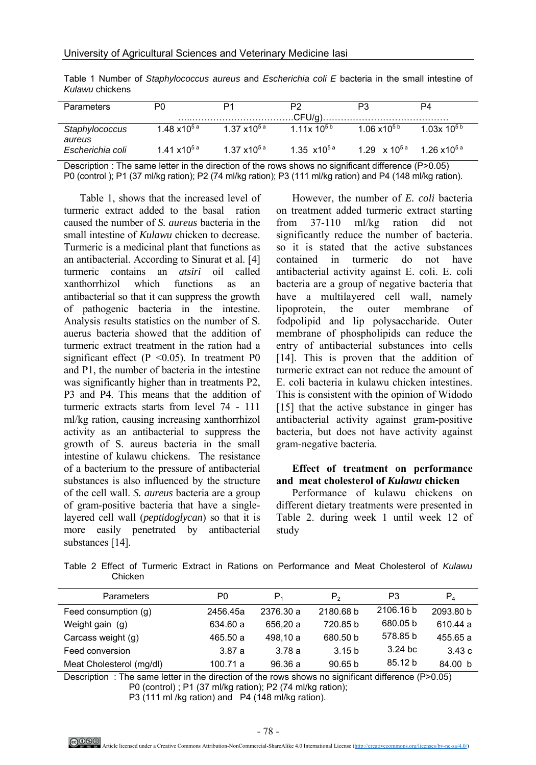Table 1 Number of *Staphylococcus aureus* and *Escherichia coli E* bacteria in the small intestine of *Kulawu* chickens

| Parameters | P0 | P1 | P2 | P3 | P4 |
|---|---|---|---|---|---|
| | ……………………………….CFU/g)……………………………………. | | | | |
| *Staphylococcus aureus* | $1.48 \times 10^{5\,a}$ | $1.37 \times 10^{5\,a}$ | $1.11 \times 10^{5\,b}$ | $1.06 \times 10^{5\,b}$ | $1.03 \times 10^{5\,b}$ |
| *Escherichia coli* | $1.41 \times 10^{5\,a}$ | $1.37 \times 10^{5\,a}$ | $1.35 \times 10^{5\,a}$ | $1.29 \times 10^{5\,a}$ | $1.26 \times 10^{5\,a}$ |

Description : The same letter in the direction of the rows shows no significant difference (P>0.05)
P0 (control ); P1 (37 ml/kg ration); P2 (74 ml/kg ration); P3 (111 ml/kg ration) and P4 (148 ml/kg ration).

Table 1, shows that the increased level of turmeric extract added to the basal ration caused the number of *S. aureus* bacteria in the small intestine of *Kulawu* chicken to decrease. Turmeric is a medicinal plant that functions as an antibacterial. According to Sinurat et al. [4] turmeric contains an *atsiri* oil called xanthorrhizol which functions as an antibacterial so that it can suppress the growth of pathogenic bacteria in the intestine. Analysis results statistics on the number of S. auerus bacteria showed that the addition of turmeric extract treatment in the ration had a significant effect ($P < 0.05$). In treatment P0 and P1, the number of bacteria in the intestine was significantly higher than in treatments P2, P3 and P4. This means that the addition of turmeric extracts starts from level 74 - 111 ml/kg ration, causing increasing xanthorrhizol activity as an antibacterial to suppress the growth of S. aureus bacteria in the small intestine of kulawu chickens. The resistance of a bacterium to the pressure of antibacterial substances is also influenced by the structure of the cell wall. *S. aureus* bacteria are a group of gram-positive bacteria that have a single-layered cell wall (*peptidoglycan*) so that it is more easily penetrated by antibacterial substances [14].

However, the number of *E. coli* bacteria on treatment added turmeric extract starting from 37-110 ml/kg ration did not significantly reduce the number of bacteria. so it is stated that the active substances contained in turmeric do not have antibacterial activity against E. coli. E. coli bacteria are a group of negative bacteria that have a multilayered cell wall, namely lipoprotein, the outer membrane of fodpolipid and lip polysaccharide. Outer membrane of phospholipids can reduce the entry of antibacterial substances into cells [14]. This is proven that the addition of turmeric extract can not reduce the amount of E. coli bacteria in kulawu chicken intestines. This is consistent with the opinion of Widodo [15] that the active substance in ginger has antibacterial activity against gram-positive bacteria, but does not have activity against gram-negative bacteria.

### Effect of treatment on performance and meat cholesterol of *Kulawu* chicken

Performance of kulawu chickens on different dietary treatments were presented in Table 2. during week 1 until week 12 of study

Table 2 Effect of Turmeric Extract in Rations on Performance and Meat Cholesterol of *Kulawu* Chicken

| Parameters | P0 | $P_1$ | $P_2$ | P3 | $P_4$ |
|---|---|---|---|---|---|
| Feed consumption (g) | 2456.45a | 2376.30 a | 2180.68 b | 2106.16 b | 2093.80 b |
| Weight gain (g) | 634.60 a | 656,20 a | 720.85 b | 680.05 b | 610.44 a |
| Carcass weight (g) | 465.50 a | 498,10 a | 680.50 b | 578.85 b | 455.65 a |
| Feed conversion | 3.87 a | 3.78 a | 3.15 b | 3.24 bc | 3.43 c |
| Meat Cholesterol (mg/dl) | 100.71 a | 96.36 a | 90.65 b | 85.12 b | 84.00 b |

Description : The same letter in the direction of the rows shows no significant difference (P>0.05)
P0 (control) ; P1 (37 ml/kg ration); P2 (74 ml/kg ration);
P3 (111 ml /kg ration) and P4 (148 ml/kg ration).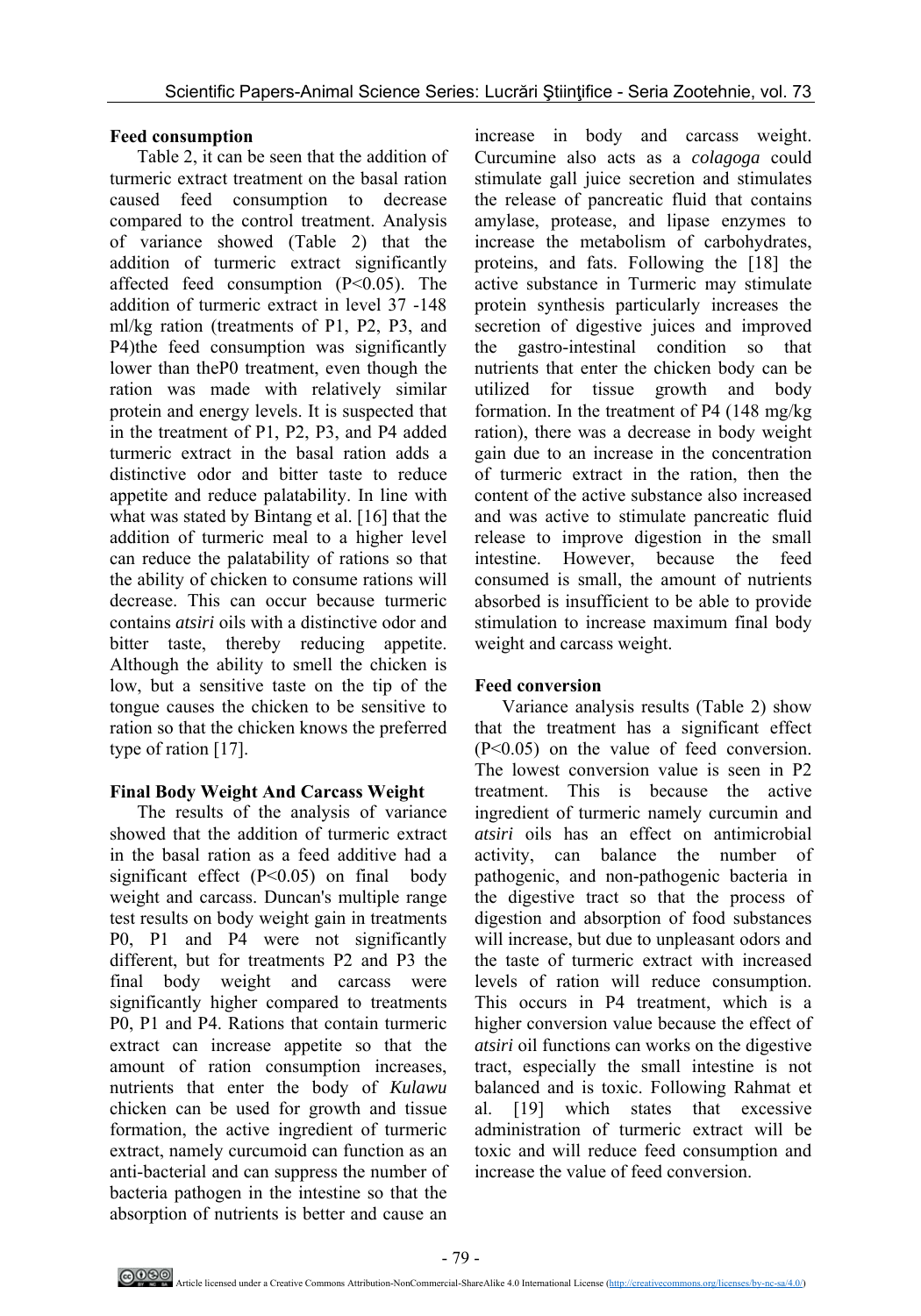**Feed consumption**

Table 2, it can be seen that the addition of turmeric extract treatment on the basal ration caused feed consumption to decrease compared to the control treatment. Analysis of variance showed (Table 2) that the addition of turmeric extract significantly affected feed consumption (P<0.05). The addition of turmeric extract in level 37 -148 ml/kg ration (treatments of P1, P2, P3, and P4)the feed consumption was significantly lower than theP0 treatment, even though the ration was made with relatively similar protein and energy levels. It is suspected that in the treatment of P1, P2, P3, and P4 added turmeric extract in the basal ration adds a distinctive odor and bitter taste to reduce appetite and reduce palatability. In line with what was stated by Bintang et al. [16] that the addition of turmeric meal to a higher level can reduce the palatability of rations so that the ability of chicken to consume rations will decrease. This can occur because turmeric contains *atsiri* oils with a distinctive odor and bitter taste, thereby reducing appetite. Although the ability to smell the chicken is low, but a sensitive taste on the tip of the tongue causes the chicken to be sensitive to ration so that the chicken knows the preferred type of ration [17].

**Final Body Weight And Carcass Weight**

The results of the analysis of variance showed that the addition of turmeric extract in the basal ration as a feed additive had a significant effect (P<0.05) on final body weight and carcass. Duncan's multiple range test results on body weight gain in treatments P0, P1 and P4 were not significantly different, but for treatments P2 and P3 the final body weight and carcass were significantly higher compared to treatments P0, P1 and P4. Rations that contain turmeric extract can increase appetite so that the amount of ration consumption increases, nutrients that enter the body of *Kulawu* chicken can be used for growth and tissue formation, the active ingredient of turmeric extract, namely curcumoid can function as an anti-bacterial and can suppress the number of bacteria pathogen in the intestine so that the absorption of nutrients is better and cause an increase in body and carcass weight. Curcumine also acts as a *colagoga* could stimulate gall juice secretion and stimulates the release of pancreatic fluid that contains amylase, protease, and lipase enzymes to increase the metabolism of carbohydrates, proteins, and fats. Following the [18] the active substance in Turmeric may stimulate protein synthesis particularly increases the secretion of digestive juices and improved the gastro-intestinal condition so that nutrients that enter the chicken body can be utilized for tissue growth and body formation. In the treatment of P4 (148 mg/kg ration), there was a decrease in body weight gain due to an increase in the concentration of turmeric extract in the ration, then the content of the active substance also increased and was active to stimulate pancreatic fluid release to improve digestion in the small intestine. However, because the feed consumed is small, the amount of nutrients absorbed is insufficient to be able to provide stimulation to increase maximum final body weight and carcass weight.

**Feed conversion**

Variance analysis results (Table 2) show that the treatment has a significant effect (P<0.05) on the value of feed conversion. The lowest conversion value is seen in P2 treatment. This is because the active ingredient of turmeric namely curcumin and *atsiri* oils has an effect on antimicrobial activity, can balance the number of pathogenic, and non-pathogenic bacteria in the digestive tract so that the process of digestion and absorption of food substances will increase, but due to unpleasant odors and the taste of turmeric extract with increased levels of ration will reduce consumption. This occurs in P4 treatment, which is a higher conversion value because the effect of *atsiri* oil functions can works on the digestive tract, especially the small intestine is not balanced and is toxic. Following Rahmat et al. [19] which states that excessive administration of turmeric extract will be toxic and will reduce feed consumption and increase the value of feed conversion.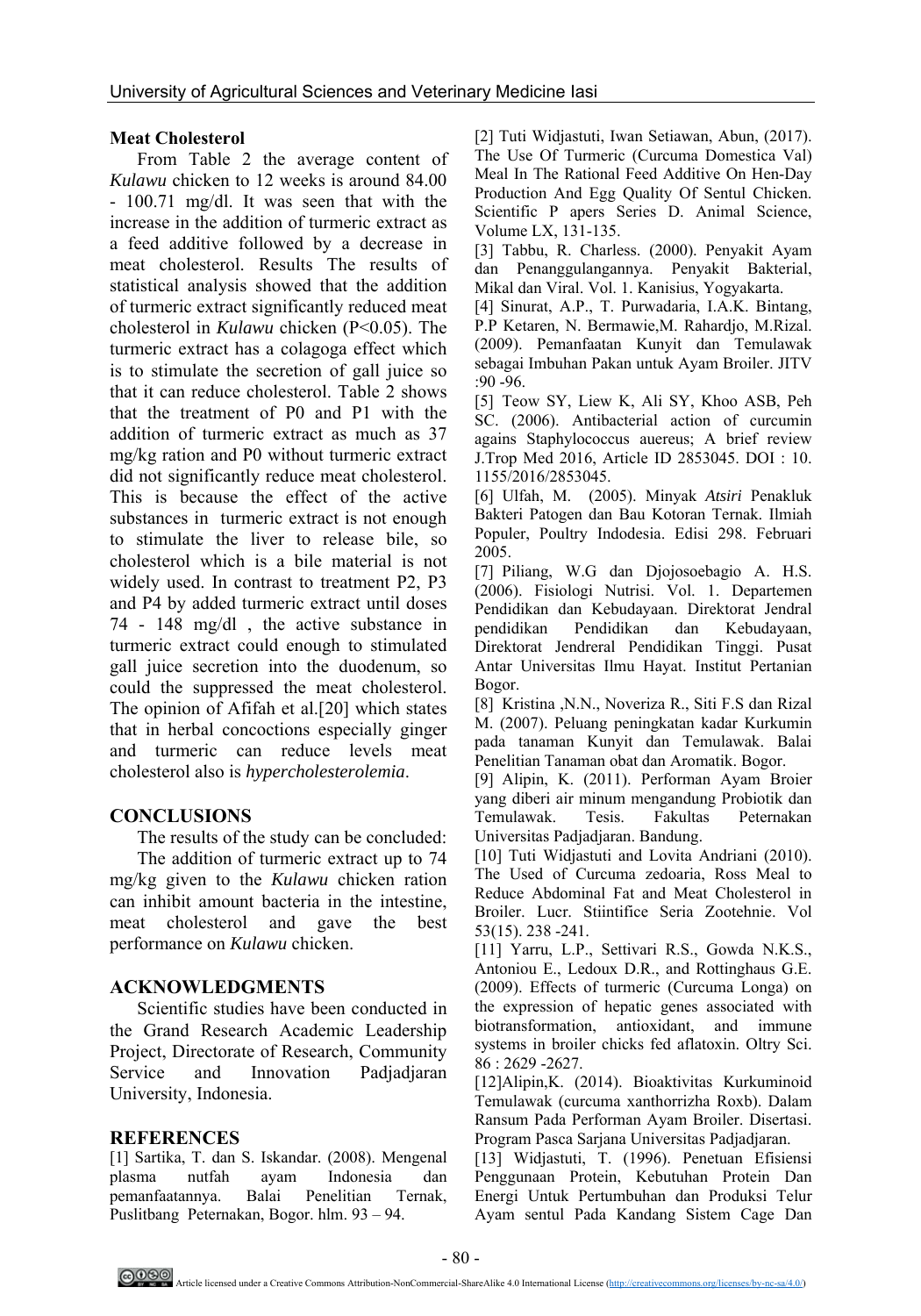## Meat Cholesterol

From Table 2 the average content of *Kulawu* chicken to 12 weeks is around 84.00 - 100.71 mg/dl. It was seen that with the increase in the addition of turmeric extract as a feed additive followed by a decrease in meat cholesterol. Results The results of statistical analysis showed that the addition of turmeric extract significantly reduced meat cholesterol in *Kulawu* chicken (P<0.05). The turmeric extract has a colagoga effect which is to stimulate the secretion of gall juice so that it can reduce cholesterol. Table 2 shows that the treatment of P0 and P1 with the addition of turmeric extract as much as 37 mg/kg ration and P0 without turmeric extract did not significantly reduce meat cholesterol. This is because the effect of the active substances in turmeric extract is not enough to stimulate the liver to release bile, so cholesterol which is a bile material is not widely used. In contrast to treatment P2, P3 and P4 by added turmeric extract until doses 74 - 148 mg/dl , the active substance in turmeric extract could enough to stimulated gall juice secretion into the duodenum, so could the suppressed the meat cholesterol. The opinion of Afifah et al.[20] which states that in herbal concoctions especially ginger and turmeric can reduce levels meat cholesterol also is *hypercholesterolemia*.

## CONCLUSIONS

The results of the study can be concluded:

The addition of turmeric extract up to 74 mg/kg given to the *Kulawu* chicken ration can inhibit amount bacteria in the intestine, meat cholesterol and gave the best performance on *Kulawu* chicken.

## ACKNOWLEDGMENTS

Scientific studies have been conducted in the Grand Research Academic Leadership Project, Directorate of Research, Community Service and Innovation Padjadjaran University, Indonesia.

## REFERENCES

[1] Sartika, T. dan S. Iskandar. (2008). Mengenal plasma nutfah ayam Indonesia dan pemanfaatannya. Balai Penelitian Ternak, Puslitbang Peternakan, Bogor. hlm. 93 – 94.

[2] Tuti Widjastuti, Iwan Setiawan, Abun, (2017). The Use Of Turmeric (Curcuma Domestica Val) Meal In The Rational Feed Additive On Hen-Day Production And Egg Quality Of Sentul Chicken. Scientific P apers Series D. Animal Science, Volume LX, 131-135.

[3] Tabbu, R. Charless. (2000). Penyakit Ayam dan Penanggulangannya. Penyakit Bakterial, Mikal dan Viral. Vol. 1. Kanisius, Yogyakarta.

[4] Sinurat, A.P., T. Purwadaria, I.A.K. Bintang, P.P Ketaren, N. Bermawie,M. Rahardjo, M.Rizal. (2009). Pemanfaatan Kunyit dan Temulawak sebagai Imbuhan Pakan untuk Ayam Broiler. JITV :90 -96.

[5] Teow SY, Liew K, Ali SY, Khoo ASB, Peh SC. (2006). Antibacterial action of curcumin agains Staphylococcus auereus; A brief review J.Trop Med 2016, Article ID 2853045. DOI : 10. 1155/2016/2853045.

[6] Ulfah, M. (2005). Minyak *Atsiri* Penakluk Bakteri Patogen dan Bau Kotoran Ternak. Ilmiah Populer, Poultry Indodesia. Edisi 298. Februari 2005.

[7] Piliang, W.G dan Djojosoebagio A. H.S. (2006). Fisiologi Nutrisi. Vol. 1. Departemen Pendidikan dan Kebudayaan. Direktorat Jendral pendidikan Pendidikan dan Kebudayaan, Direktorat Jendreral Pendidikan Tinggi. Pusat Antar Universitas Ilmu Hayat. Institut Pertanian Bogor.

[8] Kristina ,N.N., Noveriza R., Siti F.S dan Rizal M. (2007). Peluang peningkatan kadar Kurkumin pada tanaman Kunyit dan Temulawak. Balai Penelitian Tanaman obat dan Aromatik. Bogor.

[9] Alipin, K. (2011). Performan Ayam Broier yang diberi air minum mengandung Probiotik dan Temulawak. Tesis. Fakultas Peternakan Universitas Padjadjaran. Bandung.

[10] Tuti Widjastuti and Lovita Andriani (2010). The Used of Curcuma zedoaria, Ross Meal to Reduce Abdominal Fat and Meat Cholesterol in Broiler. Lucr. Stiintifice Seria Zootehnie. Vol 53(15). 238 -241.

[11] Yarru, L.P., Settivari R.S., Gowda N.K.S., Antoniou E., Ledoux D.R., and Rottinghaus G.E. (2009). Effects of turmeric (Curcuma Longa) on the expression of hepatic genes associated with biotransformation, antioxidant, and immune systems in broiler chicks fed aflatoxin. Oltry Sci. 86 : 2629 -2627.

[12]Alipin,K. (2014). Bioaktivitas Kurkuminoid Temulawak (curcuma xanthorrizha Roxb). Dalam Ransum Pada Performan Ayam Broiler. Disertasi. Program Pasca Sarjana Universitas Padjadjaran.

[13] Widjastuti, T. (1996). Penetuan Efisiensi Penggunaan Protein, Kebutuhan Protein Dan Energi Untuk Pertumbuhan dan Produksi Telur Ayam sentul Pada Kandang Sistem Cage Dan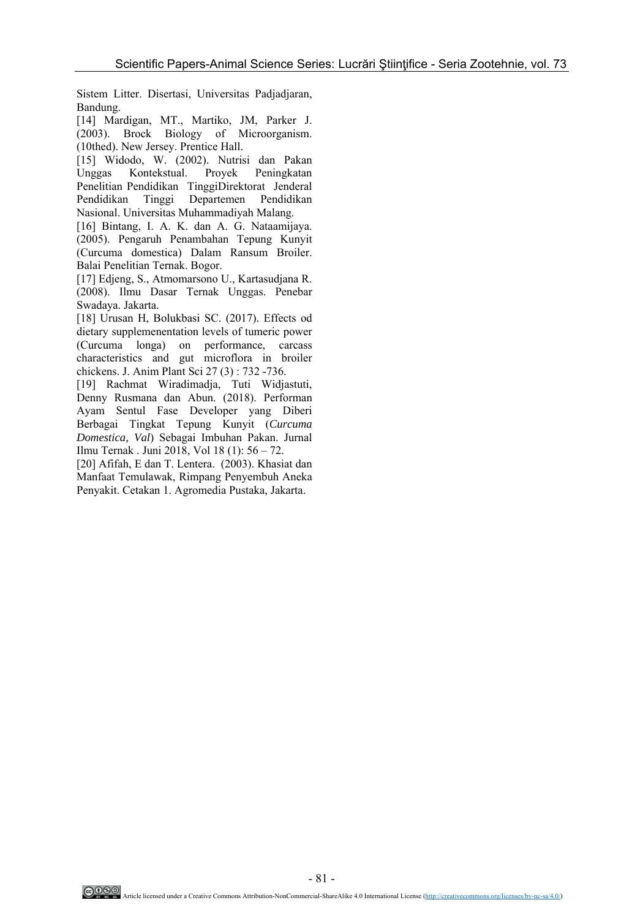Sistem Litter. Disertasi, Universitas Padjadjaran, Bandung.

[14] Mardigan, MT., Martiko, JM, Parker J. (2003). Brock Biology of Microorganism. (10thed). New Jersey. Prentice Hall.

[15] Widodo, W. (2002). Nutrisi dan Pakan Unggas Kontekstual. Proyek Peningkatan Penelitian Pendidikan TinggiDirektorat Jenderal Pendidikan Tinggi Departemen Pendidikan Nasional. Universitas Muhammadiyah Malang.

[16] Bintang, I. A. K. dan A. G. Nataamijaya. (2005). Pengaruh Penambahan Tepung Kunyit (Curcuma domestica) Dalam Ransum Broiler. Balai Penelitian Ternak. Bogor.

[17] Edjeng, S., Atmomarsono U., Kartasudjana R. (2008). Ilmu Dasar Ternak Unggas. Penebar Swadaya. Jakarta.

[18] Urusan H, Bolukbasi SC. (2017). Effects od dietary supplemenentation levels of tumeric power (Curcuma longa) on performance, carcass characteristics and gut microflora in broiler chickens. J. Anim Plant Sci 27 (3) : 732 -736.

[19] Rachmat Wiradimadja, Tuti Widjastuti, Denny Rusmana dan Abun. (2018). Performan Ayam Sentul Fase Developer yang Diberi Berbagai Tingkat Tepung Kunyit (*Curcuma Domestica, Val*) Sebagai Imbuhan Pakan. Jurnal Ilmu Ternak . Juni 2018, Vol 18 (1): 56 – 72.

[20] Afifah, E dan T. Lentera. (2003). Khasiat dan Manfaat Temulawak, Rimpang Penyembuh Aneka Penyakit. Cetakan 1. Agromedia Pustaka, Jakarta.